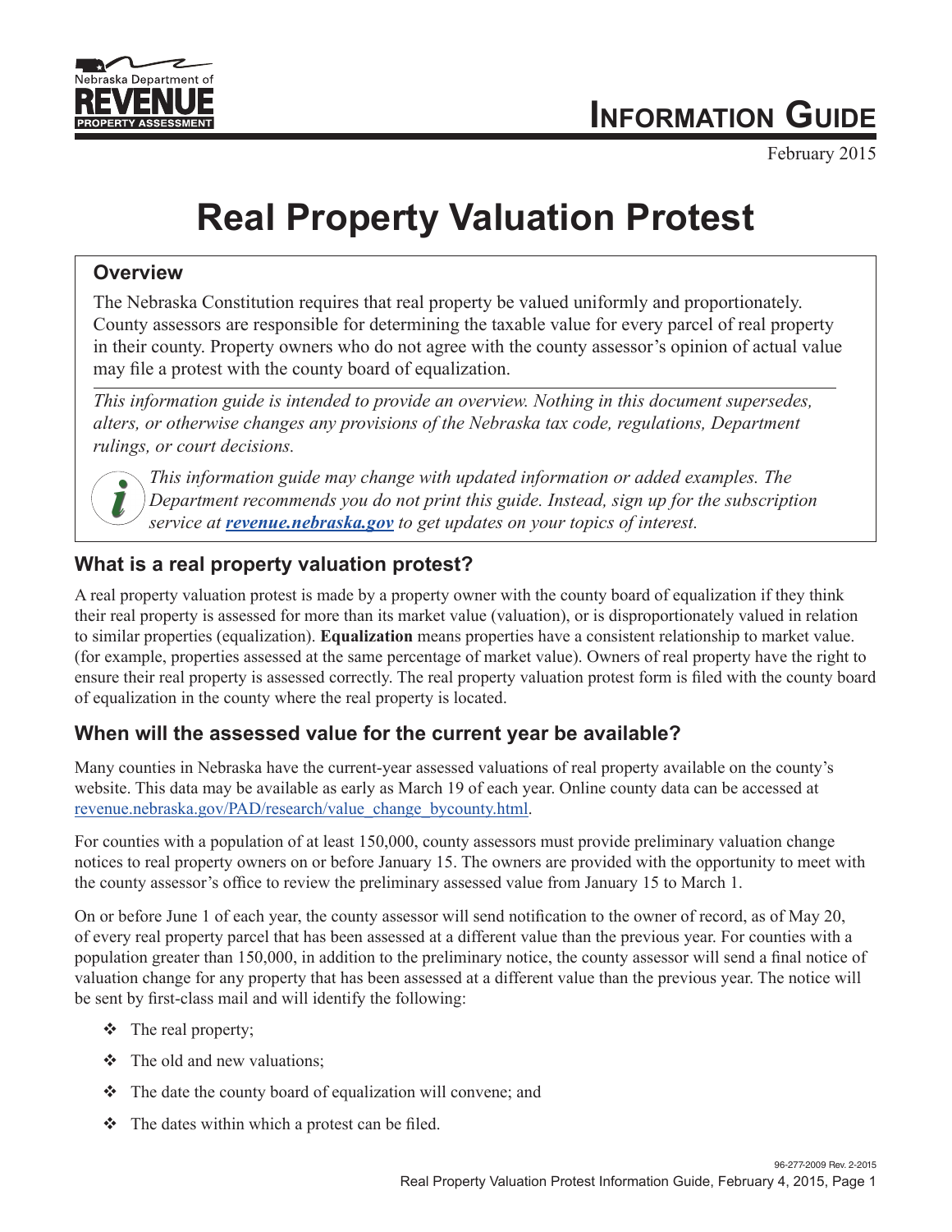Nebraska Department of REVENUE PROPERTY ASSESSMENT

# INFORMATION GUIDE

February 2015

# Real Property Valuation Protest

## Overview

The Nebraska Constitution requires that real property be valued uniformly and proportionately. County assessors are responsible for determining the taxable value for every parcel of real property in their county. Property owners who do not agree with the county assessor's opinion of actual value may file a protest with the county board of equalization.

*This information guide is intended to provide an overview. Nothing in this document supersedes, alters, or otherwise changes any provisions of the Nebraska tax code, regulations, Department rulings, or court decisions.*

*This information guide may change with updated information or added examples. The Department recommends you do not print this guide. Instead, sign up for the subscription service at* ***revenue.nebraska.gov*** *to get updates on your topics of interest.*

## What is a real property valuation protest?

A real property valuation protest is made by a property owner with the county board of equalization if they think their real property is assessed for more than its market value (valuation), or is disproportionately valued in relation to similar properties (equalization). **Equalization** means properties have a consistent relationship to market value. (for example, properties assessed at the same percentage of market value). Owners of real property have the right to ensure their real property is assessed correctly. The real property valuation protest form is filed with the county board of equalization in the county where the real property is located.

## When will the assessed value for the current year be available?

Many counties in Nebraska have the current-year assessed valuations of real property available on the county's website. This data may be available as early as March 19 of each year. Online county data can be accessed at revenue.nebraska.gov/PAD/research/value_change_bycounty.html.

For counties with a population of at least 150,000, county assessors must provide preliminary valuation change notices to real property owners on or before January 15. The owners are provided with the opportunity to meet with the county assessor's office to review the preliminary assessed value from January 15 to March 1.

On or before June 1 of each year, the county assessor will send notification to the owner of record, as of May 20, of every real property parcel that has been assessed at a different value than the previous year. For counties with a population greater than 150,000, in addition to the preliminary notice, the county assessor will send a final notice of valuation change for any property that has been assessed at a different value than the previous year. The notice will be sent by first-class mail and will identify the following:

- The real property;
- The old and new valuations;
- The date the county board of equalization will convene; and
- The dates within which a protest can be filed.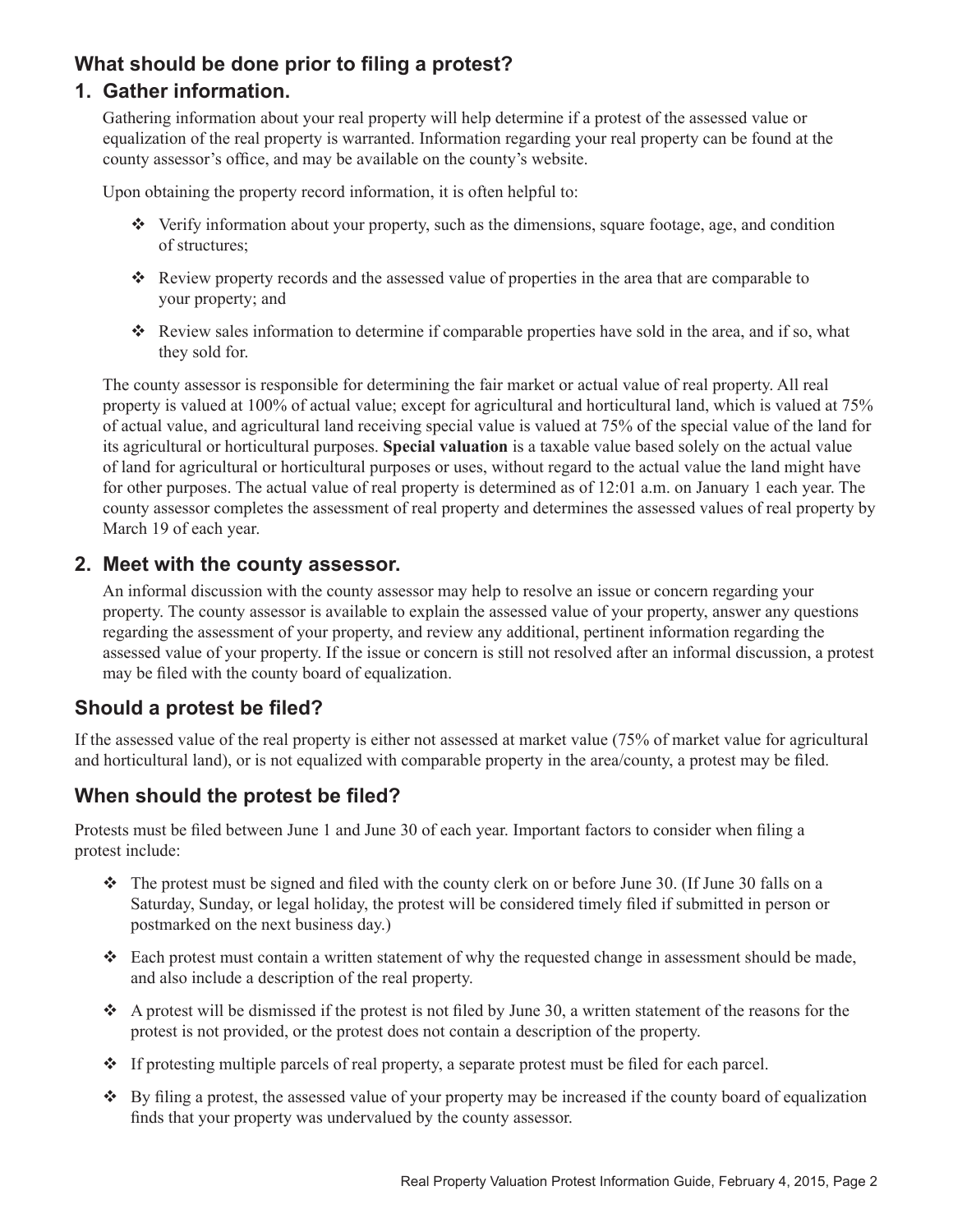## What should be done prior to filing a protest?

### 1. Gather information.

Gathering information about your real property will help determine if a protest of the assessed value or equalization of the real property is warranted. Information regarding your real property can be found at the county assessor's office, and may be available on the county's website.

Upon obtaining the property record information, it is often helpful to:

- Verify information about your property, such as the dimensions, square footage, age, and condition of structures;
- Review property records and the assessed value of properties in the area that are comparable to your property; and
- Review sales information to determine if comparable properties have sold in the area, and if so, what they sold for.

The county assessor is responsible for determining the fair market or actual value of real property. All real property is valued at 100% of actual value; except for agricultural and horticultural land, which is valued at 75% of actual value, and agricultural land receiving special value is valued at 75% of the special value of the land for its agricultural or horticultural purposes. **Special valuation** is a taxable value based solely on the actual value of land for agricultural or horticultural purposes or uses, without regard to the actual value the land might have for other purposes. The actual value of real property is determined as of 12:01 a.m. on January 1 each year. The county assessor completes the assessment of real property and determines the assessed values of real property by March 19 of each year.

### 2. Meet with the county assessor.

An informal discussion with the county assessor may help to resolve an issue or concern regarding your property. The county assessor is available to explain the assessed value of your property, answer any questions regarding the assessment of your property, and review any additional, pertinent information regarding the assessed value of your property. If the issue or concern is still not resolved after an informal discussion, a protest may be filed with the county board of equalization.

## Should a protest be filed?

If the assessed value of the real property is either not assessed at market value (75% of market value for agricultural and horticultural land), or is not equalized with comparable property in the area/county, a protest may be filed.

## When should the protest be filed?

Protests must be filed between June 1 and June 30 of each year. Important factors to consider when filing a protest include:

- The protest must be signed and filed with the county clerk on or before June 30. (If June 30 falls on a Saturday, Sunday, or legal holiday, the protest will be considered timely filed if submitted in person or postmarked on the next business day.)
- Each protest must contain a written statement of why the requested change in assessment should be made, and also include a description of the real property.
- A protest will be dismissed if the protest is not filed by June 30, a written statement of the reasons for the protest is not provided, or the protest does not contain a description of the property.
- If protesting multiple parcels of real property, a separate protest must be filed for each parcel.
- By filing a protest, the assessed value of your property may be increased if the county board of equalization finds that your property was undervalued by the county assessor.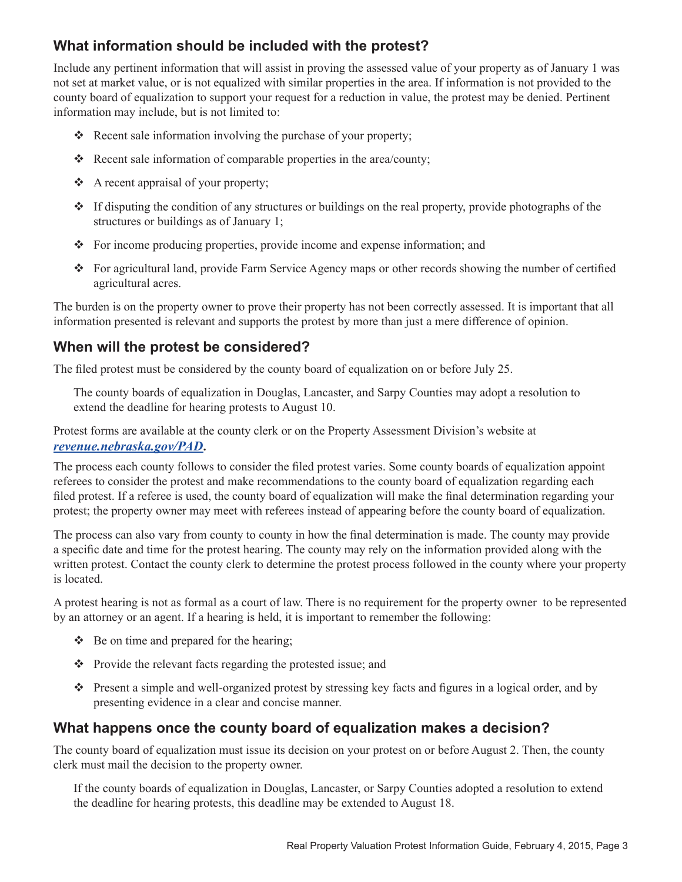## What information should be included with the protest?

Include any pertinent information that will assist in proving the assessed value of your property as of January 1 was not set at market value, or is not equalized with similar properties in the area. If information is not provided to the county board of equalization to support your request for a reduction in value, the protest may be denied. Pertinent information may include, but is not limited to:

- Recent sale information involving the purchase of your property;
- Recent sale information of comparable properties in the area/county;
- A recent appraisal of your property;
- If disputing the condition of any structures or buildings on the real property, provide photographs of the structures or buildings as of January 1;
- For income producing properties, provide income and expense information; and
- For agricultural land, provide Farm Service Agency maps or other records showing the number of certified agricultural acres.

The burden is on the property owner to prove their property has not been correctly assessed. It is important that all information presented is relevant and supports the protest by more than just a mere difference of opinion.

## When will the protest be considered?

The filed protest must be considered by the county board of equalization on or before July 25.

> The county boards of equalization in Douglas, Lancaster, and Sarpy Counties may adopt a resolution to extend the deadline for hearing protests to August 10.

Protest forms are available at the county clerk or on the Property Assessment Division's website at ***revenue.nebraska.gov/PAD*.**

The process each county follows to consider the filed protest varies. Some county boards of equalization appoint referees to consider the protest and make recommendations to the county board of equalization regarding each filed protest. If a referee is used, the county board of equalization will make the final determination regarding your protest; the property owner may meet with referees instead of appearing before the county board of equalization.

The process can also vary from county to county in how the final determination is made. The county may provide a specific date and time for the protest hearing. The county may rely on the information provided along with the written protest. Contact the county clerk to determine the protest process followed in the county where your property is located.

A protest hearing is not as formal as a court of law. There is no requirement for the property owner to be represented by an attorney or an agent. If a hearing is held, it is important to remember the following:

- Be on time and prepared for the hearing;
- Provide the relevant facts regarding the protested issue; and
- Present a simple and well-organized protest by stressing key facts and figures in a logical order, and by presenting evidence in a clear and concise manner.

## What happens once the county board of equalization makes a decision?

The county board of equalization must issue its decision on your protest on or before August 2. Then, the county clerk must mail the decision to the property owner.

> If the county boards of equalization in Douglas, Lancaster, or Sarpy Counties adopted a resolution to extend the deadline for hearing protests, this deadline may be extended to August 18.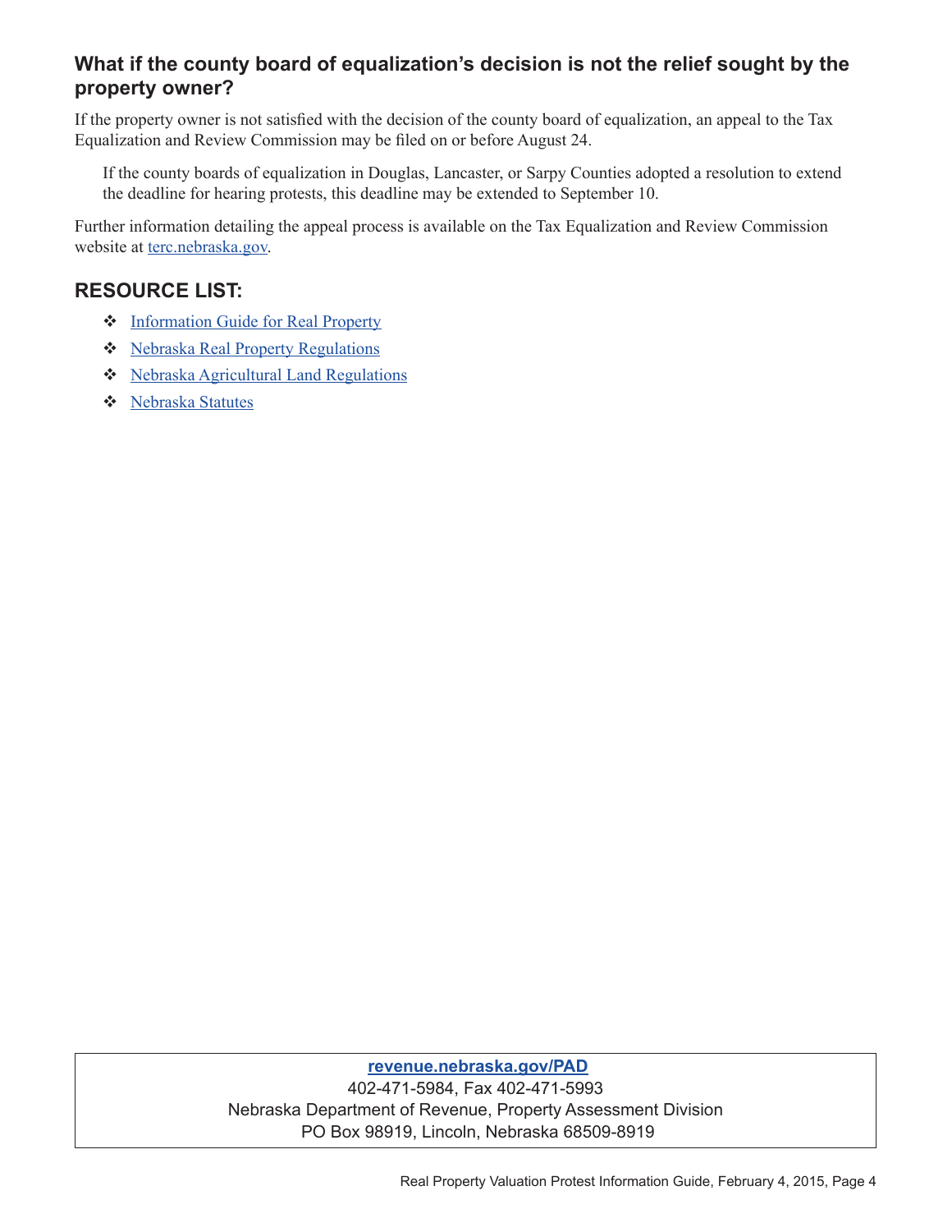## What if the county board of equalization's decision is not the relief sought by the property owner?

If the property owner is not satisfied with the decision of the county board of equalization, an appeal to the Tax Equalization and Review Commission may be filed on or before August 24.

> If the county boards of equalization in Douglas, Lancaster, or Sarpy Counties adopted a resolution to extend the deadline for hearing protests, this deadline may be extended to September 10.

Further information detailing the appeal process is available on the Tax Equalization and Review Commission website at terc.nebraska.gov.

## RESOURCE LIST:

- Information Guide for Real Property
- Nebraska Real Property Regulations
- Nebraska Agricultural Land Regulations
- Nebraska Statutes

**revenue.nebraska.gov/PAD**
402-471-5984, Fax 402-471-5993
Nebraska Department of Revenue, Property Assessment Division
PO Box 98919, Lincoln, Nebraska 68509-8919